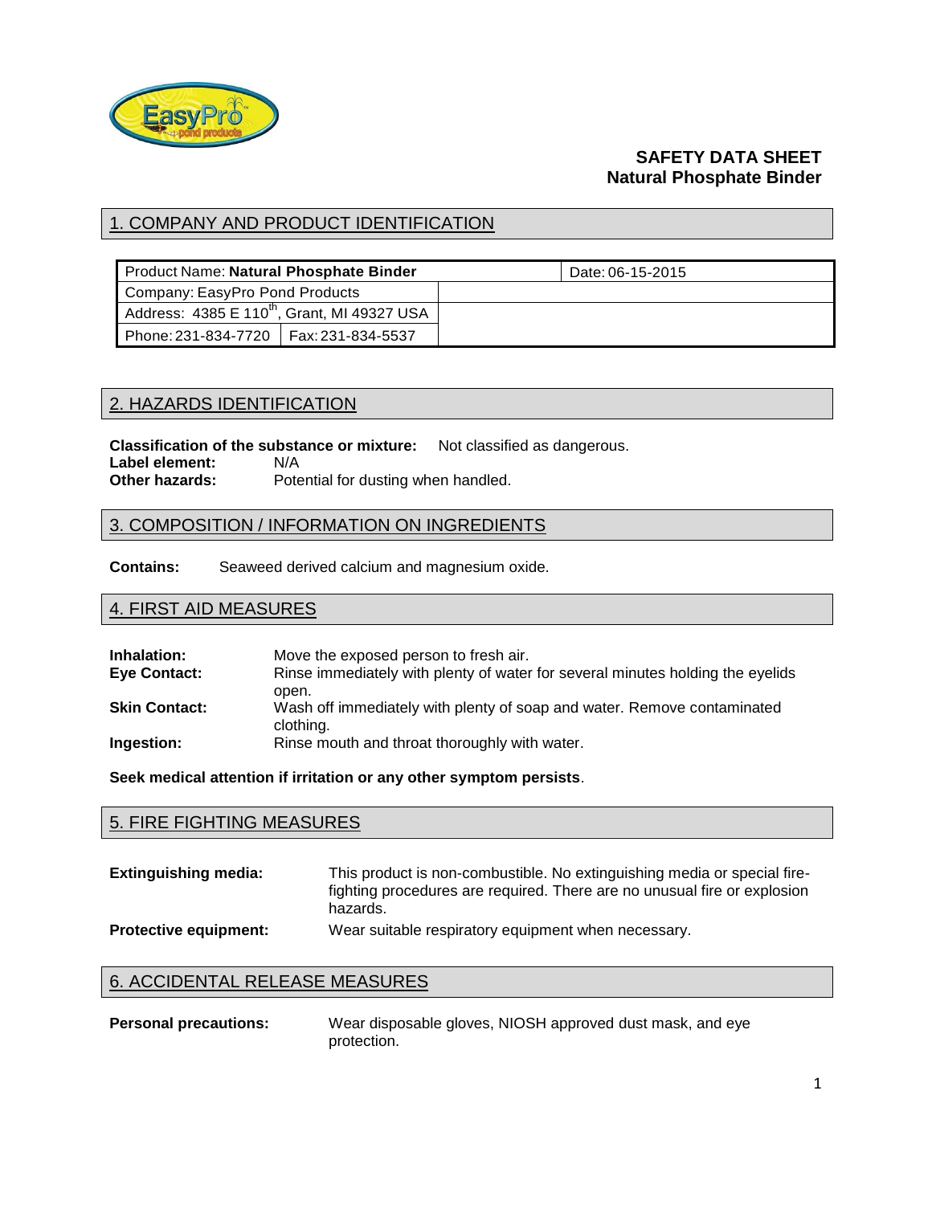# SAFETY DATA SHEET
## Natural Phosphate Binder

## 1. COMPANY AND PRODUCT IDENTIFICATION

| Product Name: **Natural Phosphate Binder** | | Date: 06-15-2015 |
|---|---|---|
| Company: EasyPro Pond Products | | |
| Address: 4385 E 110th, Grant, MI 49327 USA | | |
| Phone: 231-834-7720 | Fax: 231-834-5537 | |

## 2. HAZARDS IDENTIFICATION

**Classification of the substance or mixture:** Not classified as dangerous.
**Label element:** N/A
**Other hazards:** Potential for dusting when handled.

## 3. COMPOSITION / INFORMATION ON INGREDIENTS

**Contains:** Seaweed derived calcium and magnesium oxide.

## 4. FIRST AID MEASURES

**Inhalation:** Move the exposed person to fresh air.
**Eye Contact:** Rinse immediately with plenty of water for several minutes holding the eyelids open.
**Skin Contact:** Wash off immediately with plenty of soap and water. Remove contaminated clothing.
**Ingestion:** Rinse mouth and throat thoroughly with water.

**Seek medical attention if irritation or any other symptom persists**.

## 5. FIRE FIGHTING MEASURES

**Extinguishing media:** This product is non-combustible. No extinguishing media or special fire-fighting procedures are required. There are no unusual fire or explosion hazards.
**Protective equipment:** Wear suitable respiratory equipment when necessary.

## 6. ACCIDENTAL RELEASE MEASURES

**Personal precautions:** Wear disposable gloves, NIOSH approved dust mask, and eye protection.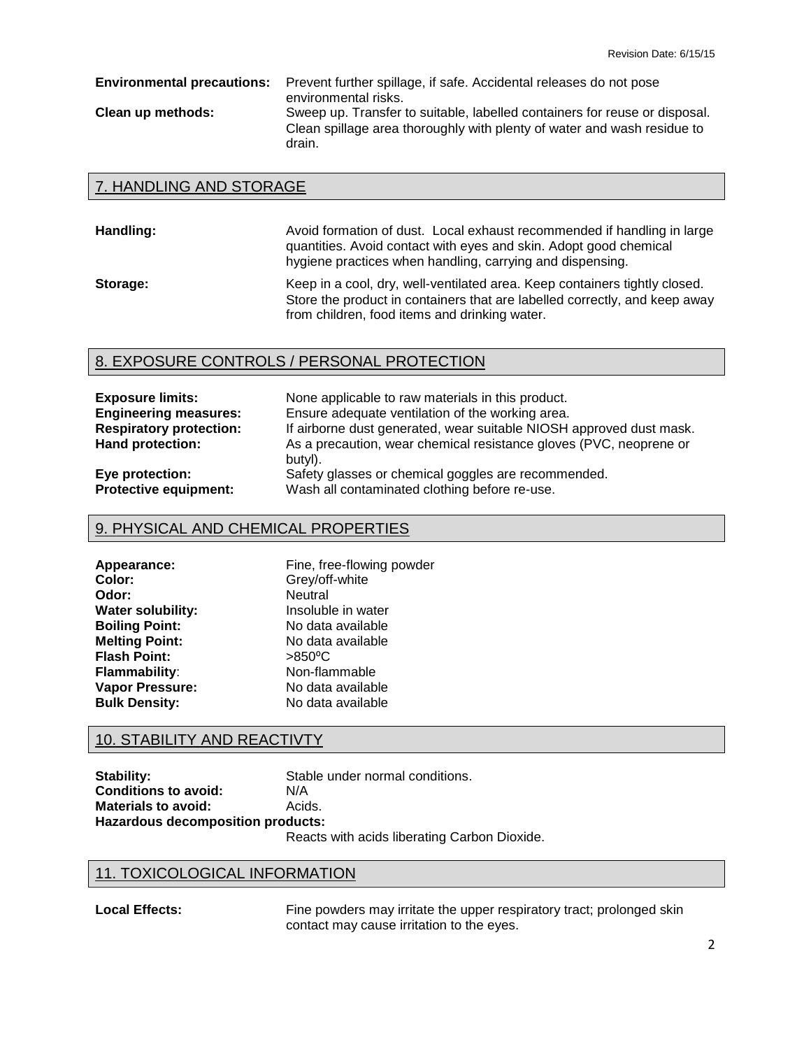**Environmental precautions:** Prevent further spillage, if safe. Accidental releases do not pose environmental risks.

**Clean up methods:** Sweep up. Transfer to suitable, labelled containers for reuse or disposal. Clean spillage area thoroughly with plenty of water and wash residue to drain.

## 7. HANDLING AND STORAGE

**Handling:** Avoid formation of dust. Local exhaust recommended if handling in large quantities. Avoid contact with eyes and skin. Adopt good chemical hygiene practices when handling, carrying and dispensing.

**Storage:** Keep in a cool, dry, well-ventilated area. Keep containers tightly closed. Store the product in containers that are labelled correctly, and keep away from children, food items and drinking water.

## 8. EXPOSURE CONTROLS / PERSONAL PROTECTION

**Exposure limits:** None applicable to raw materials in this product.
**Engineering measures:** Ensure adequate ventilation of the working area.
**Respiratory protection:** If airborne dust generated, wear suitable NIOSH approved dust mask.
**Hand protection:** As a precaution, wear chemical resistance gloves (PVC, neoprene or butyl).
**Eye protection:** Safety glasses or chemical goggles are recommended.
**Protective equipment:** Wash all contaminated clothing before re-use.

## 9. PHYSICAL AND CHEMICAL PROPERTIES

**Appearance:** Fine, free-flowing powder
**Color:** Grey/off-white
**Odor:** Neutral
**Water solubility:** Insoluble in water
**Boiling Point:** No data available
**Melting Point:** No data available
**Flash Point:** >850ºC
**Flammability**: Non-flammable
**Vapor Pressure:** No data available
**Bulk Density:** No data available

## 10. STABILITY AND REACTIVTY

**Stability:** Stable under normal conditions.
**Conditions to avoid:** N/A
**Materials to avoid:** Acids.
**Hazardous decomposition products:**
Reacts with acids liberating Carbon Dioxide.

## 11. TOXICOLOGICAL INFORMATION

**Local Effects:** Fine powders may irritate the upper respiratory tract; prolonged skin contact may cause irritation to the eyes.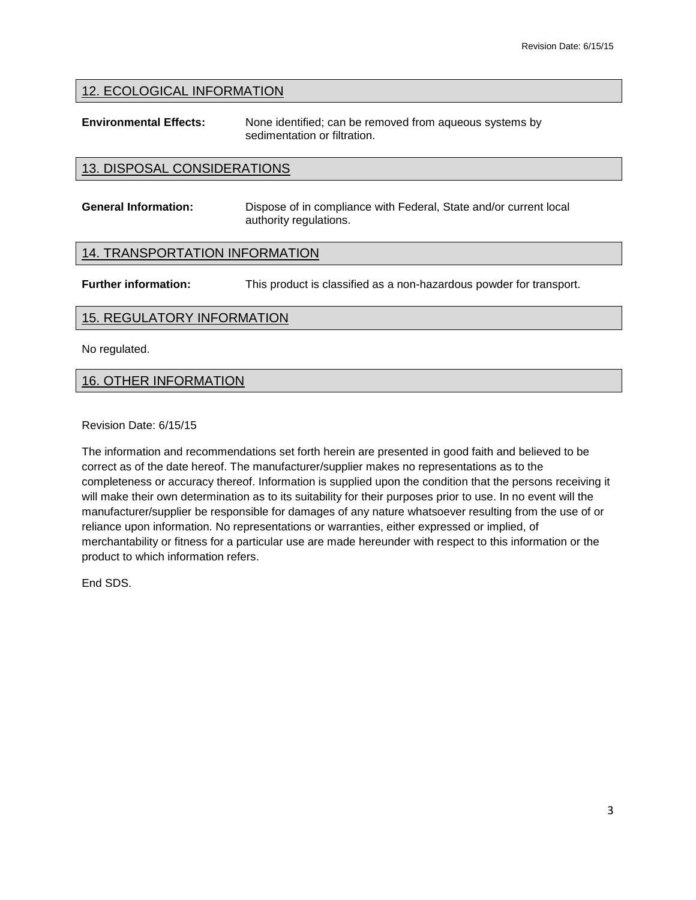## 12. ECOLOGICAL INFORMATION

**Environmental Effects:** None identified; can be removed from aqueous systems by sedimentation or filtration.

## 13. DISPOSAL CONSIDERATIONS

**General Information:** Dispose of in compliance with Federal, State and/or current local authority regulations.

## 14. TRANSPORTATION INFORMATION

**Further information:** This product is classified as a non-hazardous powder for transport.

## 15. REGULATORY INFORMATION

No regulated.

## 16. OTHER INFORMATION

Revision Date: 6/15/15

The information and recommendations set forth herein are presented in good faith and believed to be correct as of the date hereof. The manufacturer/supplier makes no representations as to the completeness or accuracy thereof. Information is supplied upon the condition that the persons receiving it will make their own determination as to its suitability for their purposes prior to use. In no event will the manufacturer/supplier be responsible for damages of any nature whatsoever resulting from the use of or reliance upon information. No representations or warranties, either expressed or implied, of merchantability or fitness for a particular use are made hereunder with respect to this information or the product to which information refers.

End SDS.